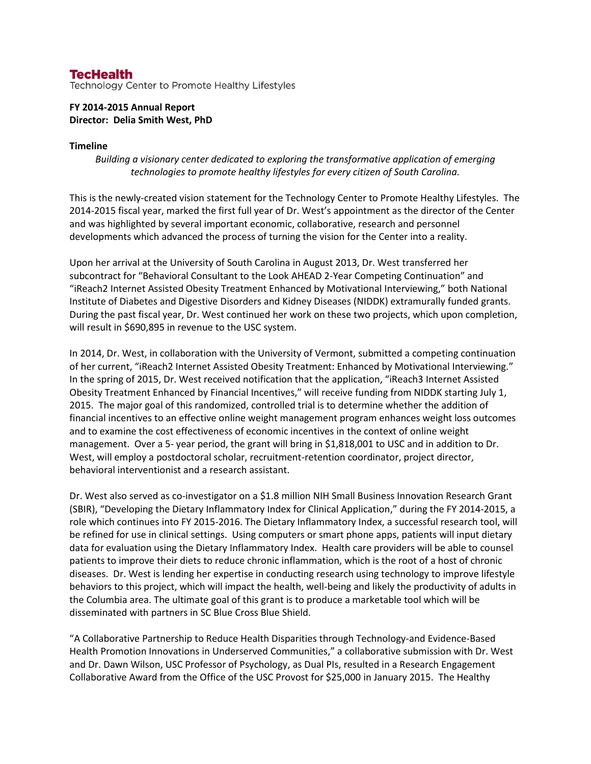# TecHealth

Technology Center to Promote Healthy Lifestyles

**FY 2014-2015 Annual Report**
**Director: Delia Smith West, PhD**

**Timeline**

*Building a visionary center dedicated to exploring the transformative application of emerging technologies to promote healthy lifestyles for every citizen of South Carolina.*

This is the newly-created vision statement for the Technology Center to Promote Healthy Lifestyles. The 2014-2015 fiscal year, marked the first full year of Dr. West's appointment as the director of the Center and was highlighted by several important economic, collaborative, research and personnel developments which advanced the process of turning the vision for the Center into a reality.

Upon her arrival at the University of South Carolina in August 2013, Dr. West transferred her subcontract for "Behavioral Consultant to the Look AHEAD 2-Year Competing Continuation" and "iReach2 Internet Assisted Obesity Treatment Enhanced by Motivational Interviewing," both National Institute of Diabetes and Digestive Disorders and Kidney Diseases (NIDDK) extramurally funded grants. During the past fiscal year, Dr. West continued her work on these two projects, which upon completion, will result in $690,895 in revenue to the USC system.

In 2014, Dr. West, in collaboration with the University of Vermont, submitted a competing continuation of her current, "iReach2 Internet Assisted Obesity Treatment: Enhanced by Motivational Interviewing." In the spring of 2015, Dr. West received notification that the application, "iReach3 Internet Assisted Obesity Treatment Enhanced by Financial Incentives," will receive funding from NIDDK starting July 1, 2015. The major goal of this randomized, controlled trial is to determine whether the addition of financial incentives to an effective online weight management program enhances weight loss outcomes and to examine the cost effectiveness of economic incentives in the context of online weight management. Over a 5- year period, the grant will bring in $1,818,001 to USC and in addition to Dr. West, will employ a postdoctoral scholar, recruitment-retention coordinator, project director, behavioral interventionist and a research assistant.

Dr. West also served as co-investigator on a $1.8 million NIH Small Business Innovation Research Grant (SBIR), "Developing the Dietary Inflammatory Index for Clinical Application," during the FY 2014-2015, a role which continues into FY 2015-2016. The Dietary Inflammatory Index, a successful research tool, will be refined for use in clinical settings. Using computers or smart phone apps, patients will input dietary data for evaluation using the Dietary Inflammatory Index. Health care providers will be able to counsel patients to improve their diets to reduce chronic inflammation, which is the root of a host of chronic diseases. Dr. West is lending her expertise in conducting research using technology to improve lifestyle behaviors to this project, which will impact the health, well-being and likely the productivity of adults in the Columbia area. The ultimate goal of this grant is to produce a marketable tool which will be disseminated with partners in SC Blue Cross Blue Shield.

"A Collaborative Partnership to Reduce Health Disparities through Technology-and Evidence-Based Health Promotion Innovations in Underserved Communities," a collaborative submission with Dr. West and Dr. Dawn Wilson, USC Professor of Psychology, as Dual PIs, resulted in a Research Engagement Collaborative Award from the Office of the USC Provost for $25,000 in January 2015. The Healthy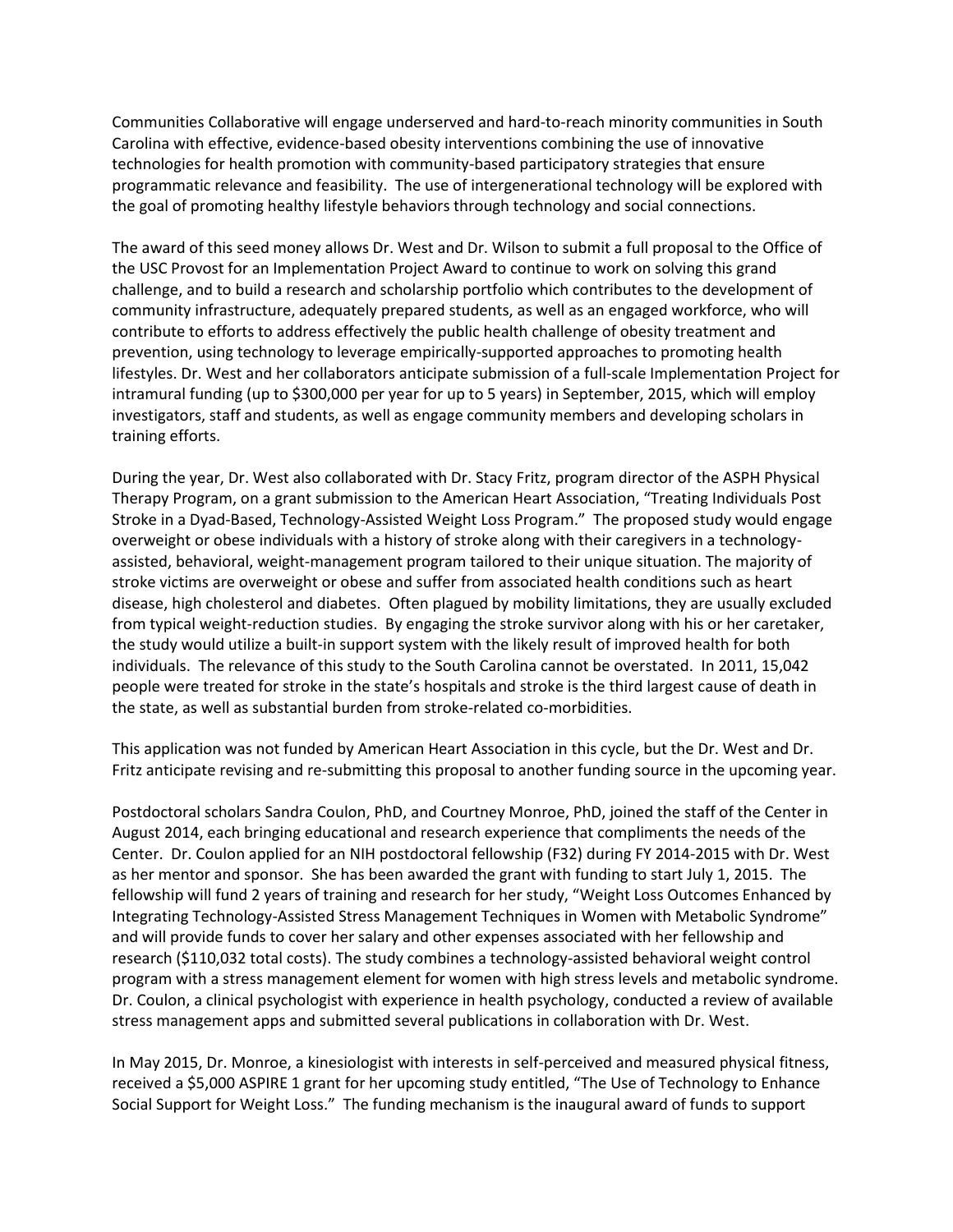Communities Collaborative will engage underserved and hard-to-reach minority communities in South Carolina with effective, evidence-based obesity interventions combining the use of innovative technologies for health promotion with community-based participatory strategies that ensure programmatic relevance and feasibility. The use of intergenerational technology will be explored with the goal of promoting healthy lifestyle behaviors through technology and social connections.

The award of this seed money allows Dr. West and Dr. Wilson to submit a full proposal to the Office of the USC Provost for an Implementation Project Award to continue to work on solving this grand challenge, and to build a research and scholarship portfolio which contributes to the development of community infrastructure, adequately prepared students, as well as an engaged workforce, who will contribute to efforts to address effectively the public health challenge of obesity treatment and prevention, using technology to leverage empirically-supported approaches to promoting health lifestyles. Dr. West and her collaborators anticipate submission of a full-scale Implementation Project for intramural funding (up to $300,000 per year for up to 5 years) in September, 2015, which will employ investigators, staff and students, as well as engage community members and developing scholars in training efforts.

During the year, Dr. West also collaborated with Dr. Stacy Fritz, program director of the ASPH Physical Therapy Program, on a grant submission to the American Heart Association, "Treating Individuals Post Stroke in a Dyad-Based, Technology-Assisted Weight Loss Program." The proposed study would engage overweight or obese individuals with a history of stroke along with their caregivers in a technology-assisted, behavioral, weight-management program tailored to their unique situation. The majority of stroke victims are overweight or obese and suffer from associated health conditions such as heart disease, high cholesterol and diabetes. Often plagued by mobility limitations, they are usually excluded from typical weight-reduction studies. By engaging the stroke survivor along with his or her caretaker, the study would utilize a built-in support system with the likely result of improved health for both individuals. The relevance of this study to the South Carolina cannot be overstated. In 2011, 15,042 people were treated for stroke in the state's hospitals and stroke is the third largest cause of death in the state, as well as substantial burden from stroke-related co-morbidities.

This application was not funded by American Heart Association in this cycle, but the Dr. West and Dr. Fritz anticipate revising and re-submitting this proposal to another funding source in the upcoming year.

Postdoctoral scholars Sandra Coulon, PhD, and Courtney Monroe, PhD, joined the staff of the Center in August 2014, each bringing educational and research experience that compliments the needs of the Center. Dr. Coulon applied for an NIH postdoctoral fellowship (F32) during FY 2014-2015 with Dr. West as her mentor and sponsor. She has been awarded the grant with funding to start July 1, 2015. The fellowship will fund 2 years of training and research for her study, "Weight Loss Outcomes Enhanced by Integrating Technology-Assisted Stress Management Techniques in Women with Metabolic Syndrome" and will provide funds to cover her salary and other expenses associated with her fellowship and research ($110,032 total costs). The study combines a technology-assisted behavioral weight control program with a stress management element for women with high stress levels and metabolic syndrome. Dr. Coulon, a clinical psychologist with experience in health psychology, conducted a review of available stress management apps and submitted several publications in collaboration with Dr. West.

In May 2015, Dr. Monroe, a kinesiologist with interests in self-perceived and measured physical fitness, received a $5,000 ASPIRE 1 grant for her upcoming study entitled, "The Use of Technology to Enhance Social Support for Weight Loss." The funding mechanism is the inaugural award of funds to support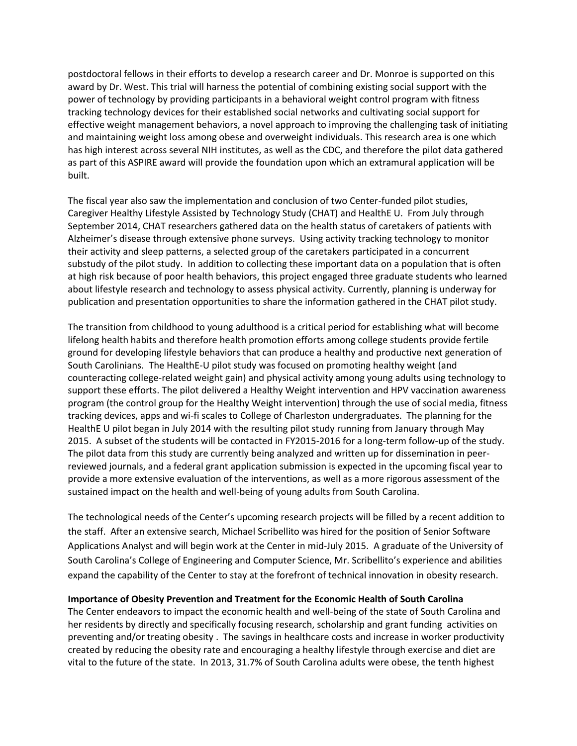postdoctoral fellows in their efforts to develop a research career and Dr. Monroe is supported on this award by Dr. West. This trial will harness the potential of combining existing social support with the power of technology by providing participants in a behavioral weight control program with fitness tracking technology devices for their established social networks and cultivating social support for effective weight management behaviors, a novel approach to improving the challenging task of initiating and maintaining weight loss among obese and overweight individuals. This research area is one which has high interest across several NIH institutes, as well as the CDC, and therefore the pilot data gathered as part of this ASPIRE award will provide the foundation upon which an extramural application will be built.

The fiscal year also saw the implementation and conclusion of two Center-funded pilot studies, Caregiver Healthy Lifestyle Assisted by Technology Study (CHAT) and HealthE U. From July through September 2014, CHAT researchers gathered data on the health status of caretakers of patients with Alzheimer's disease through extensive phone surveys. Using activity tracking technology to monitor their activity and sleep patterns, a selected group of the caretakers participated in a concurrent substudy of the pilot study. In addition to collecting these important data on a population that is often at high risk because of poor health behaviors, this project engaged three graduate students who learned about lifestyle research and technology to assess physical activity. Currently, planning is underway for publication and presentation opportunities to share the information gathered in the CHAT pilot study.

The transition from childhood to young adulthood is a critical period for establishing what will become lifelong health habits and therefore health promotion efforts among college students provide fertile ground for developing lifestyle behaviors that can produce a healthy and productive next generation of South Carolinians. The HealthE-U pilot study was focused on promoting healthy weight (and counteracting college-related weight gain) and physical activity among young adults using technology to support these efforts. The pilot delivered a Healthy Weight intervention and HPV vaccination awareness program (the control group for the Healthy Weight intervention) through the use of social media, fitness tracking devices, apps and wi-fi scales to College of Charleston undergraduates. The planning for the HealthE U pilot began in July 2014 with the resulting pilot study running from January through May 2015. A subset of the students will be contacted in FY2015-2016 for a long-term follow-up of the study. The pilot data from this study are currently being analyzed and written up for dissemination in peer-reviewed journals, and a federal grant application submission is expected in the upcoming fiscal year to provide a more extensive evaluation of the interventions, as well as a more rigorous assessment of the sustained impact on the health and well-being of young adults from South Carolina.

The technological needs of the Center's upcoming research projects will be filled by a recent addition to the staff. After an extensive search, Michael Scribellito was hired for the position of Senior Software Applications Analyst and will begin work at the Center in mid-July 2015. A graduate of the University of South Carolina's College of Engineering and Computer Science, Mr. Scribellito's experience and abilities expand the capability of the Center to stay at the forefront of technical innovation in obesity research.

**Importance of Obesity Prevention and Treatment for the Economic Health of South Carolina**

The Center endeavors to impact the economic health and well-being of the state of South Carolina and her residents by directly and specifically focusing research, scholarship and grant funding activities on preventing and/or treating obesity . The savings in healthcare costs and increase in worker productivity created by reducing the obesity rate and encouraging a healthy lifestyle through exercise and diet are vital to the future of the state. In 2013, 31.7% of South Carolina adults were obese, the tenth highest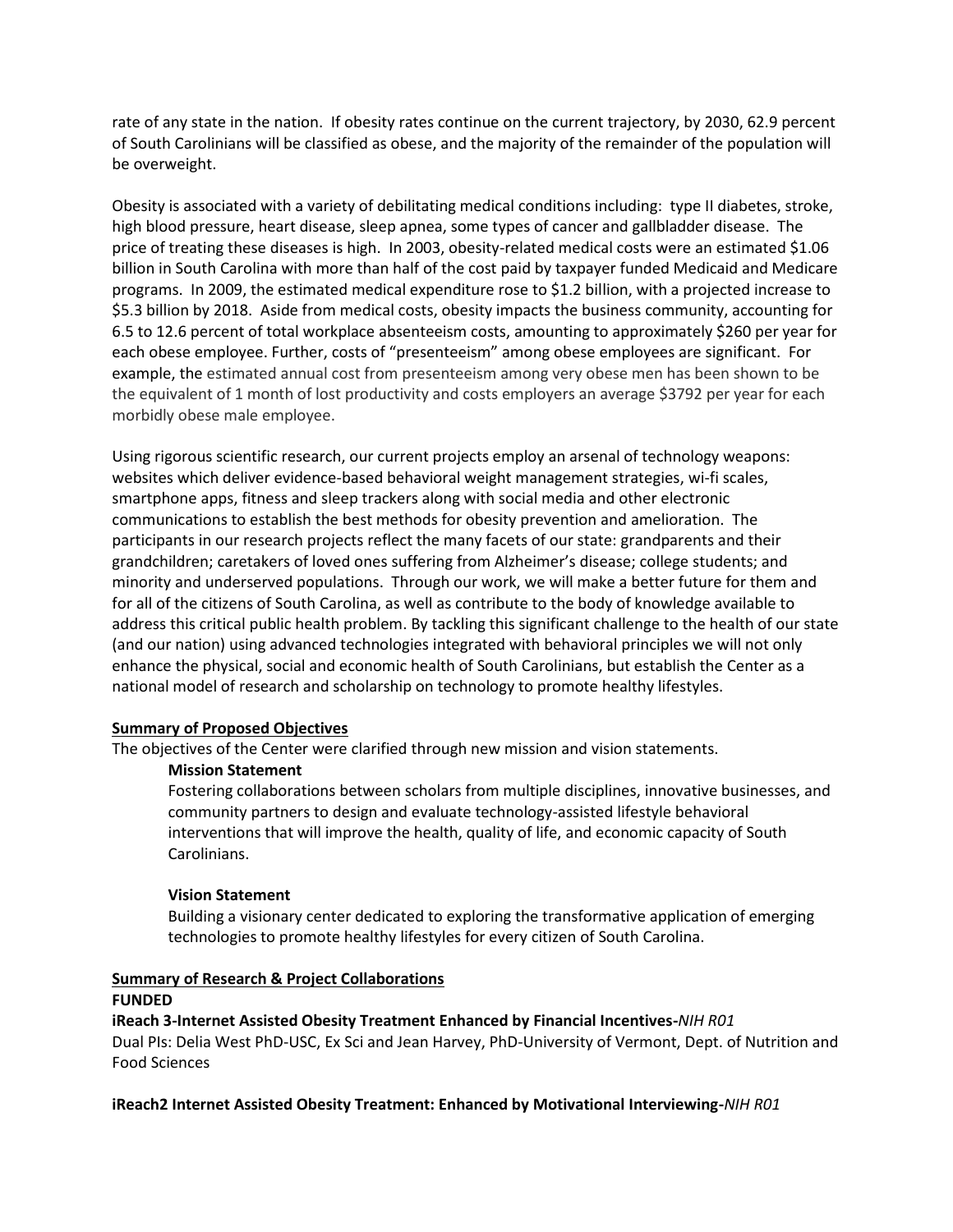rate of any state in the nation. If obesity rates continue on the current trajectory, by 2030, 62.9 percent of South Carolinians will be classified as obese, and the majority of the remainder of the population will be overweight.

Obesity is associated with a variety of debilitating medical conditions including: type II diabetes, stroke, high blood pressure, heart disease, sleep apnea, some types of cancer and gallbladder disease. The price of treating these diseases is high. In 2003, obesity-related medical costs were an estimated $1.06 billion in South Carolina with more than half of the cost paid by taxpayer funded Medicaid and Medicare programs. In 2009, the estimated medical expenditure rose to $1.2 billion, with a projected increase to $5.3 billion by 2018. Aside from medical costs, obesity impacts the business community, accounting for 6.5 to 12.6 percent of total workplace absenteeism costs, amounting to approximately $260 per year for each obese employee. Further, costs of "presenteeism" among obese employees are significant. For example, the estimated annual cost from presenteeism among very obese men has been shown to be the equivalent of 1 month of lost productivity and costs employers an average $3792 per year for each morbidly obese male employee.

Using rigorous scientific research, our current projects employ an arsenal of technology weapons: websites which deliver evidence-based behavioral weight management strategies, wi-fi scales, smartphone apps, fitness and sleep trackers along with social media and other electronic communications to establish the best methods for obesity prevention and amelioration. The participants in our research projects reflect the many facets of our state: grandparents and their grandchildren; caretakers of loved ones suffering from Alzheimer's disease; college students; and minority and underserved populations. Through our work, we will make a better future for them and for all of the citizens of South Carolina, as well as contribute to the body of knowledge available to address this critical public health problem. By tackling this significant challenge to the health of our state (and our nation) using advanced technologies integrated with behavioral principles we will not only enhance the physical, social and economic health of South Carolinians, but establish the Center as a national model of research and scholarship on technology to promote healthy lifestyles.

## Summary of Proposed Objectives

The objectives of the Center were clarified through new mission and vision statements.

**Mission Statement**

Fostering collaborations between scholars from multiple disciplines, innovative businesses, and community partners to design and evaluate technology-assisted lifestyle behavioral interventions that will improve the health, quality of life, and economic capacity of South Carolinians.

**Vision Statement**

Building a visionary center dedicated to exploring the transformative application of emerging technologies to promote healthy lifestyles for every citizen of South Carolina.

## Summary of Research & Project Collaborations

**FUNDED**

**iReach 3-Internet Assisted Obesity Treatment Enhanced by Financial Incentives-***NIH R01*
Dual PIs: Delia West PhD-USC, Ex Sci and Jean Harvey, PhD-University of Vermont, Dept. of Nutrition and Food Sciences

**iReach2 Internet Assisted Obesity Treatment: Enhanced by Motivational Interviewing-***NIH R01*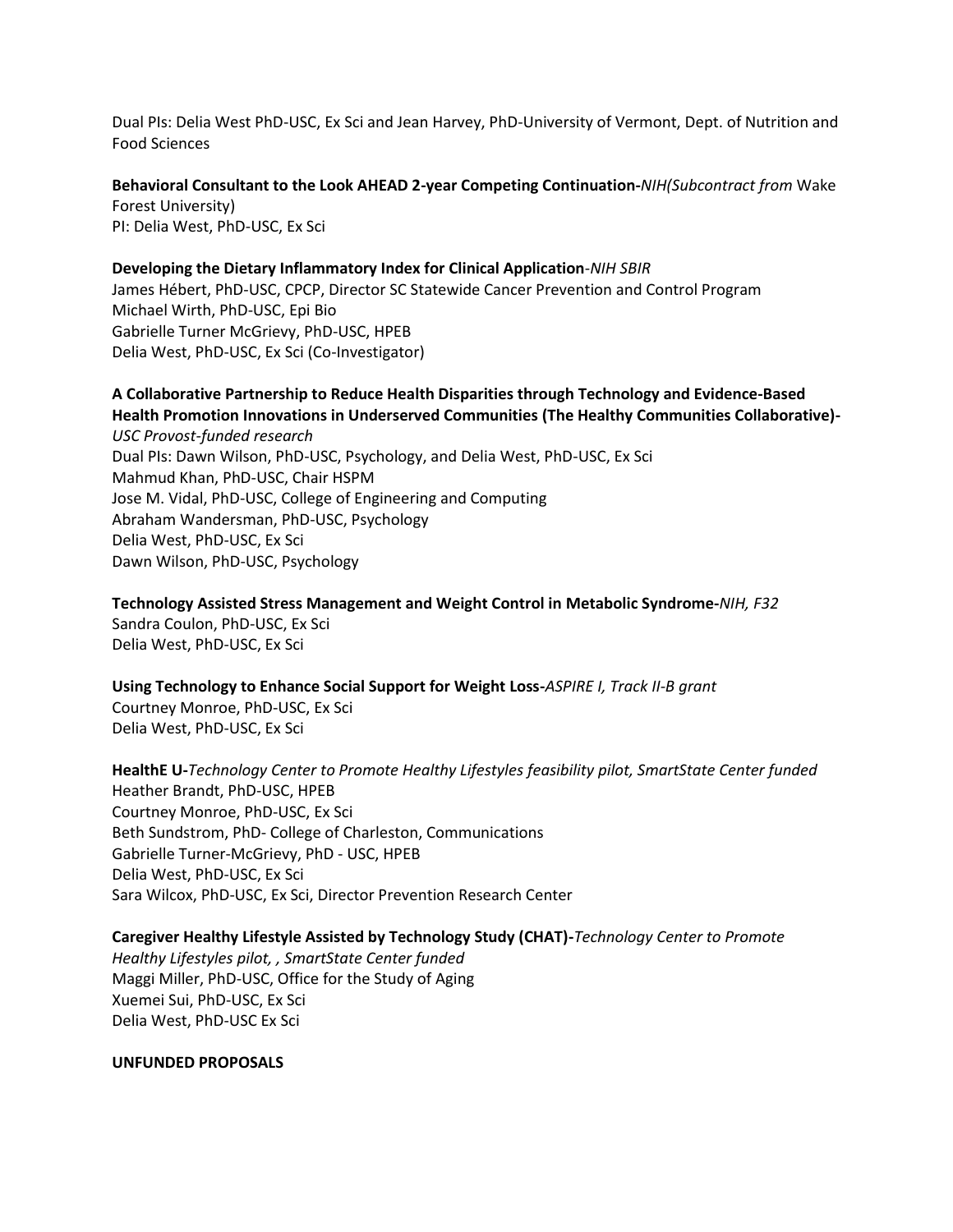Dual PIs: Delia West PhD-USC, Ex Sci and Jean Harvey, PhD-University of Vermont, Dept. of Nutrition and Food Sciences

**Behavioral Consultant to the Look AHEAD 2-year Competing Continuation-***NIH(Subcontract from* Wake Forest University)
PI: Delia West, PhD-USC, Ex Sci

**Developing the Dietary Inflammatory Index for Clinical Application**-*NIH SBIR*
James Hébert, PhD-USC, CPCP, Director SC Statewide Cancer Prevention and Control Program
Michael Wirth, PhD-USC, Epi Bio
Gabrielle Turner McGrievy, PhD-USC, HPEB
Delia West, PhD-USC, Ex Sci (Co-Investigator)

**A Collaborative Partnership to Reduce Health Disparities through Technology and Evidence-Based Health Promotion Innovations in Underserved Communities (The Healthy Communities Collaborative)-**
*USC Provost-funded research*
Dual PIs: Dawn Wilson, PhD-USC, Psychology, and Delia West, PhD-USC, Ex Sci
Mahmud Khan, PhD-USC, Chair HSPM
Jose M. Vidal, PhD-USC, College of Engineering and Computing
Abraham Wandersman, PhD-USC, Psychology
Delia West, PhD-USC, Ex Sci
Dawn Wilson, PhD-USC, Psychology

**Technology Assisted Stress Management and Weight Control in Metabolic Syndrome-***NIH, F32*
Sandra Coulon, PhD-USC, Ex Sci
Delia West, PhD-USC, Ex Sci

**Using Technology to Enhance Social Support for Weight Loss-***ASPIRE I, Track II-B grant*
Courtney Monroe, PhD-USC, Ex Sci
Delia West, PhD-USC, Ex Sci

**HealthE U-***Technology Center to Promote Healthy Lifestyles feasibility pilot, SmartState Center funded*
Heather Brandt, PhD-USC, HPEB
Courtney Monroe, PhD-USC, Ex Sci
Beth Sundstrom, PhD- College of Charleston, Communications
Gabrielle Turner-McGrievy, PhD - USC, HPEB
Delia West, PhD-USC, Ex Sci
Sara Wilcox, PhD-USC, Ex Sci, Director Prevention Research Center

**Caregiver Healthy Lifestyle Assisted by Technology Study (CHAT)-***Technology Center to Promote Healthy Lifestyles pilot, , SmartState Center funded*
Maggi Miller, PhD-USC, Office for the Study of Aging
Xuemei Sui, PhD-USC, Ex Sci
Delia West, PhD-USC Ex Sci

**UNFUNDED PROPOSALS**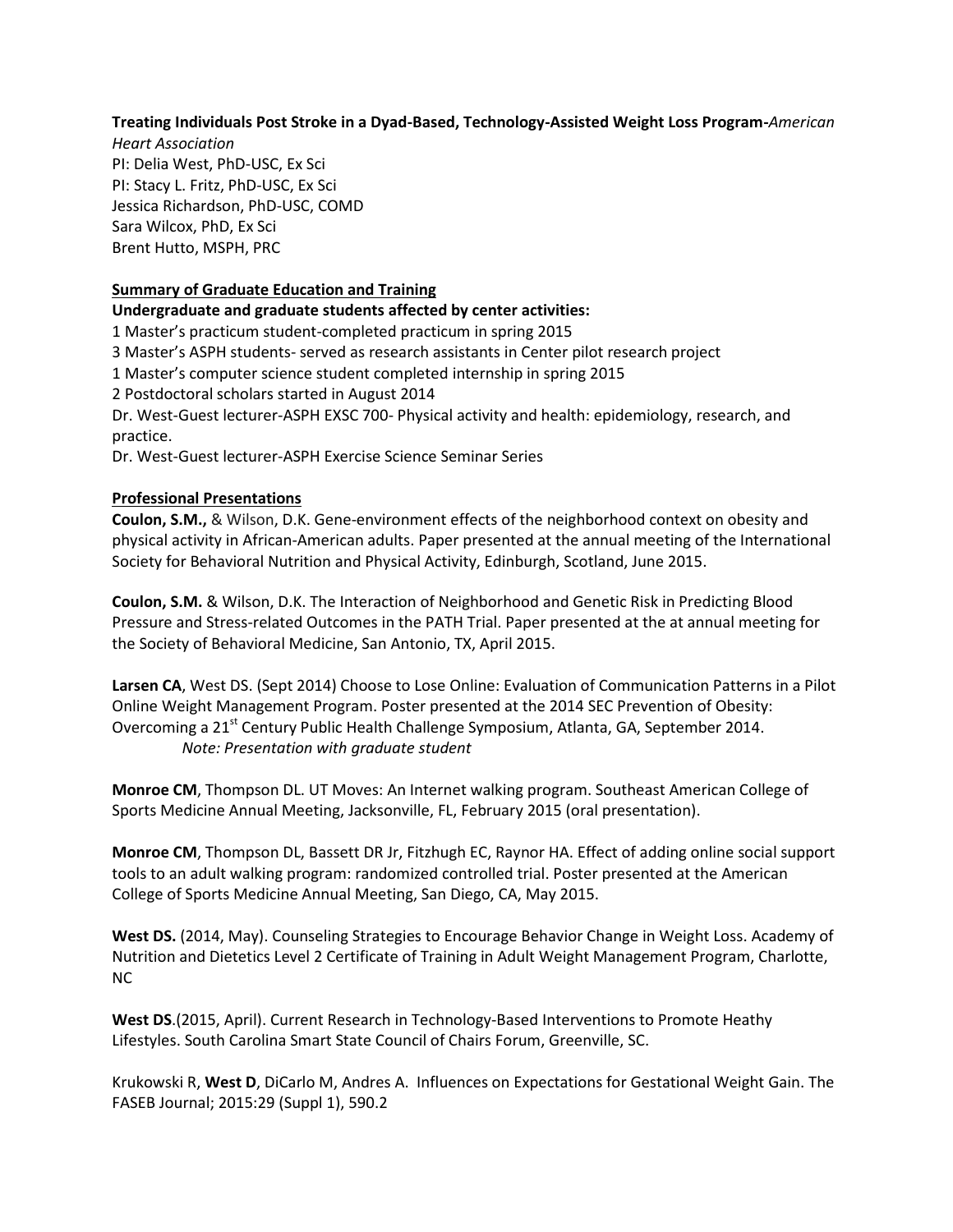**Treating Individuals Post Stroke in a Dyad-Based, Technology-Assisted Weight Loss Program-***American Heart Association*

PI: Delia West, PhD-USC, Ex Sci
PI: Stacy L. Fritz, PhD-USC, Ex Sci
Jessica Richardson, PhD-USC, COMD
Sara Wilcox, PhD, Ex Sci
Brent Hutto, MSPH, PRC

## Summary of Graduate Education and Training

**Undergraduate and graduate students affected by center activities:**

1 Master's practicum student-completed practicum in spring 2015
3 Master's ASPH students- served as research assistants in Center pilot research project
1 Master's computer science student completed internship in spring 2015
2 Postdoctoral scholars started in August 2014
Dr. West-Guest lecturer-ASPH EXSC 700- Physical activity and health: epidemiology, research, and practice.
Dr. West-Guest lecturer-ASPH Exercise Science Seminar Series

## Professional Presentations

**Coulon, S.M.,** & Wilson, D.K. Gene-environment effects of the neighborhood context on obesity and physical activity in African-American adults. Paper presented at the annual meeting of the International Society for Behavioral Nutrition and Physical Activity, Edinburgh, Scotland, June 2015.

**Coulon, S.M.** & Wilson, D.K. The Interaction of Neighborhood and Genetic Risk in Predicting Blood Pressure and Stress-related Outcomes in the PATH Trial. Paper presented at the at annual meeting for the Society of Behavioral Medicine, San Antonio, TX, April 2015.

**Larsen CA**, West DS. (Sept 2014) Choose to Lose Online: Evaluation of Communication Patterns in a Pilot Online Weight Management Program. Poster presented at the 2014 SEC Prevention of Obesity: Overcoming a 21st Century Public Health Challenge Symposium, Atlanta, GA, September 2014.
*Note: Presentation with graduate student*

**Monroe CM**, Thompson DL. UT Moves: An Internet walking program. Southeast American College of Sports Medicine Annual Meeting, Jacksonville, FL, February 2015 (oral presentation).

**Monroe CM**, Thompson DL, Bassett DR Jr, Fitzhugh EC, Raynor HA. Effect of adding online social support tools to an adult walking program: randomized controlled trial. Poster presented at the American College of Sports Medicine Annual Meeting, San Diego, CA, May 2015.

**West DS.** (2014, May). Counseling Strategies to Encourage Behavior Change in Weight Loss. Academy of Nutrition and Dietetics Level 2 Certificate of Training in Adult Weight Management Program, Charlotte, NC

**West DS**.(2015, April). Current Research in Technology-Based Interventions to Promote Heathy Lifestyles. South Carolina Smart State Council of Chairs Forum, Greenville, SC.

Krukowski R, **West D**, DiCarlo M, Andres A. Influences on Expectations for Gestational Weight Gain. The FASEB Journal; 2015:29 (Suppl 1), 590.2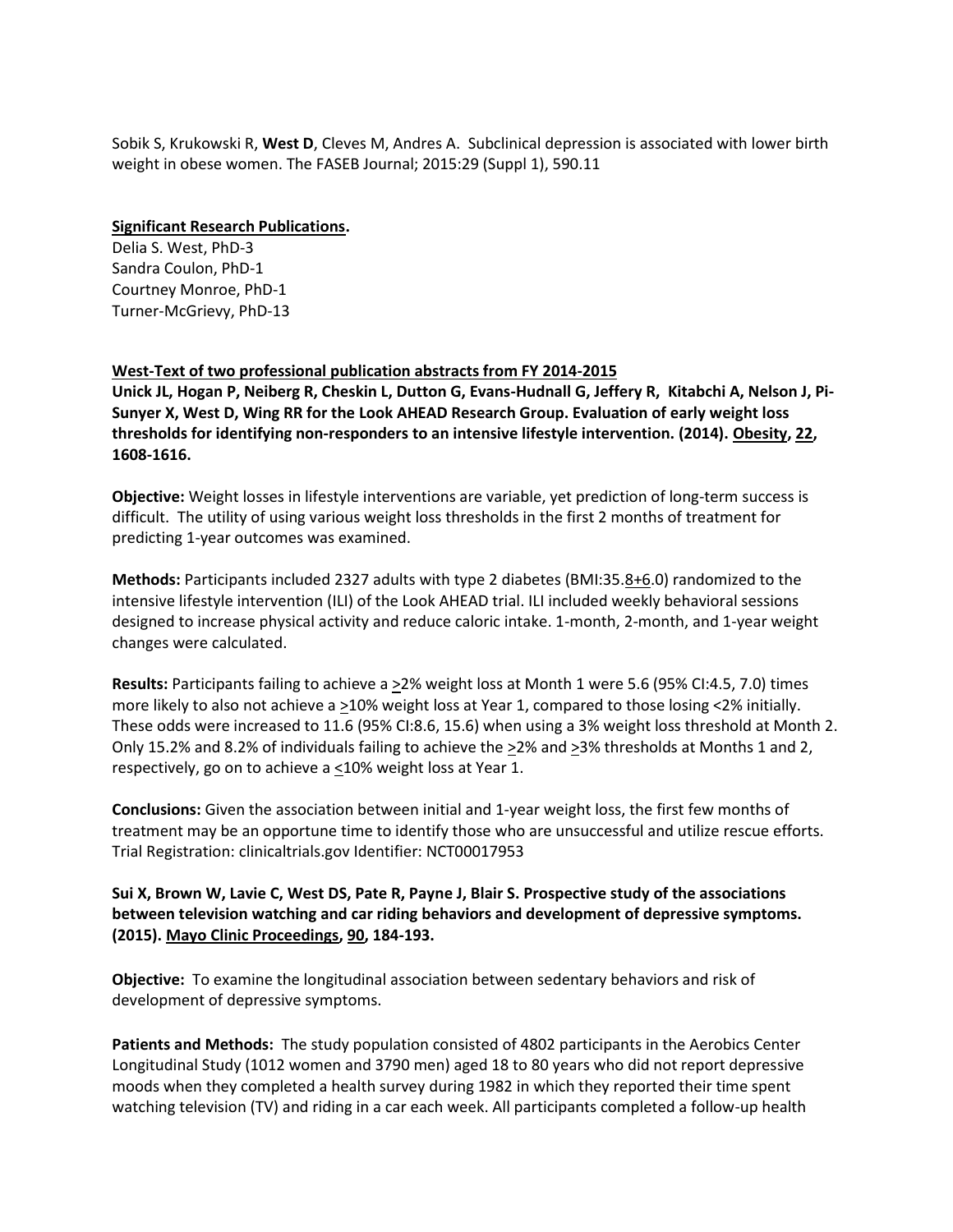Sobik S, Krukowski R, **West D**, Cleves M, Andres A. Subclinical depression is associated with lower birth weight in obese women. The FASEB Journal; 2015:29 (Suppl 1), 590.11

**Significant Research Publications.**
Delia S. West, PhD-3
Sandra Coulon, PhD-1
Courtney Monroe, PhD-1
Turner-McGrievy, PhD-13

**West-Text of two professional publication abstracts from FY 2014-2015**
**Unick JL, Hogan P, Neiberg R, Cheskin L, Dutton G, Evans-Hudnall G, Jeffery R, Kitabchi A, Nelson J, Pi-Sunyer X, West D, Wing RR for the Look AHEAD Research Group. Evaluation of early weight loss thresholds for identifying non-responders to an intensive lifestyle intervention. (2014). Obesity, 22, 1608-1616.**

**Objective:** Weight losses in lifestyle interventions are variable, yet prediction of long-term success is difficult. The utility of using various weight loss thresholds in the first 2 months of treatment for predicting 1-year outcomes was examined.

**Methods:** Participants included 2327 adults with type 2 diabetes (BMI:35.8±6.0) randomized to the intensive lifestyle intervention (ILI) of the Look AHEAD trial. ILI included weekly behavioral sessions designed to increase physical activity and reduce caloric intake. 1-month, 2-month, and 1-year weight changes were calculated.

**Results:** Participants failing to achieve a ≥2% weight loss at Month 1 were 5.6 (95% CI:4.5, 7.0) times more likely to also not achieve a ≥10% weight loss at Year 1, compared to those losing <2% initially. These odds were increased to 11.6 (95% CI:8.6, 15.6) when using a 3% weight loss threshold at Month 2. Only 15.2% and 8.2% of individuals failing to achieve the ≥2% and ≥3% thresholds at Months 1 and 2, respectively, go on to achieve a ≤10% weight loss at Year 1.

**Conclusions:** Given the association between initial and 1-year weight loss, the first few months of treatment may be an opportune time to identify those who are unsuccessful and utilize rescue efforts. Trial Registration: clinicaltrials.gov Identifier: NCT00017953

**Sui X, Brown W, Lavie C, West DS, Pate R, Payne J, Blair S. Prospective study of the associations between television watching and car riding behaviors and development of depressive symptoms. (2015). Mayo Clinic Proceedings, 90, 184-193.**

**Objective:** To examine the longitudinal association between sedentary behaviors and risk of development of depressive symptoms.

**Patients and Methods:** The study population consisted of 4802 participants in the Aerobics Center Longitudinal Study (1012 women and 3790 men) aged 18 to 80 years who did not report depressive moods when they completed a health survey during 1982 in which they reported their time spent watching television (TV) and riding in a car each week. All participants completed a follow-up health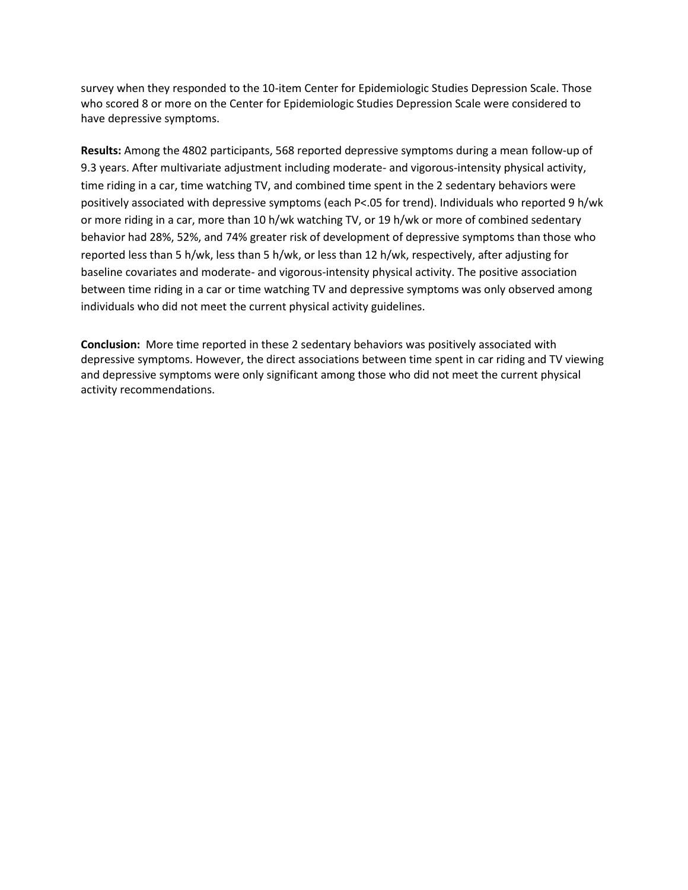survey when they responded to the 10-item Center for Epidemiologic Studies Depression Scale. Those who scored 8 or more on the Center for Epidemiologic Studies Depression Scale were considered to have depressive symptoms.

**Results:** Among the 4802 participants, 568 reported depressive symptoms during a mean follow-up of 9.3 years. After multivariate adjustment including moderate- and vigorous-intensity physical activity, time riding in a car, time watching TV, and combined time spent in the 2 sedentary behaviors were positively associated with depressive symptoms (each $P<.05$ for trend). Individuals who reported 9 h/wk or more riding in a car, more than 10 h/wk watching TV, or 19 h/wk or more of combined sedentary behavior had 28%, 52%, and 74% greater risk of development of depressive symptoms than those who reported less than 5 h/wk, less than 5 h/wk, or less than 12 h/wk, respectively, after adjusting for baseline covariates and moderate- and vigorous-intensity physical activity. The positive association between time riding in a car or time watching TV and depressive symptoms was only observed among individuals who did not meet the current physical activity guidelines.

**Conclusion:** More time reported in these 2 sedentary behaviors was positively associated with depressive symptoms. However, the direct associations between time spent in car riding and TV viewing and depressive symptoms were only significant among those who did not meet the current physical activity recommendations.